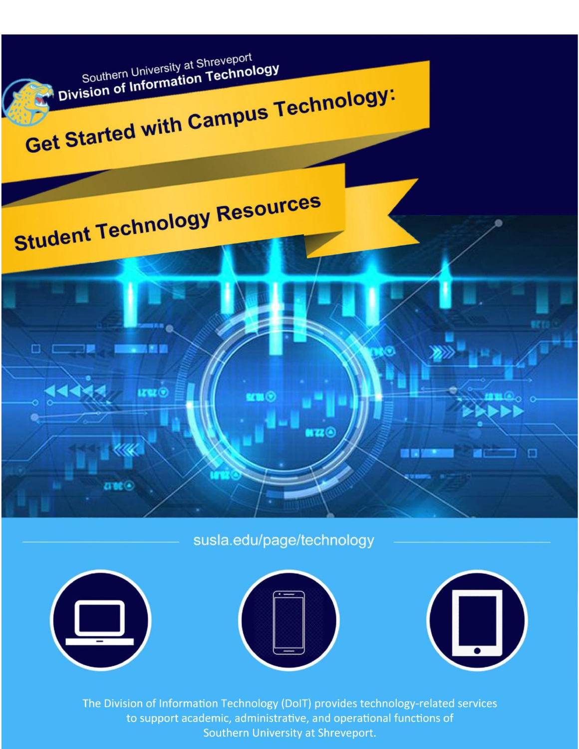Southern University at Shreveport
**Division of Information Technology**

# Get Started with Campus Technology:

## Student Technology Resources

susla.edu/page/technology

The Division of Information Technology (DoIT) provides technology-related services to support academic, administrative, and operational functions of Southern University at Shreveport.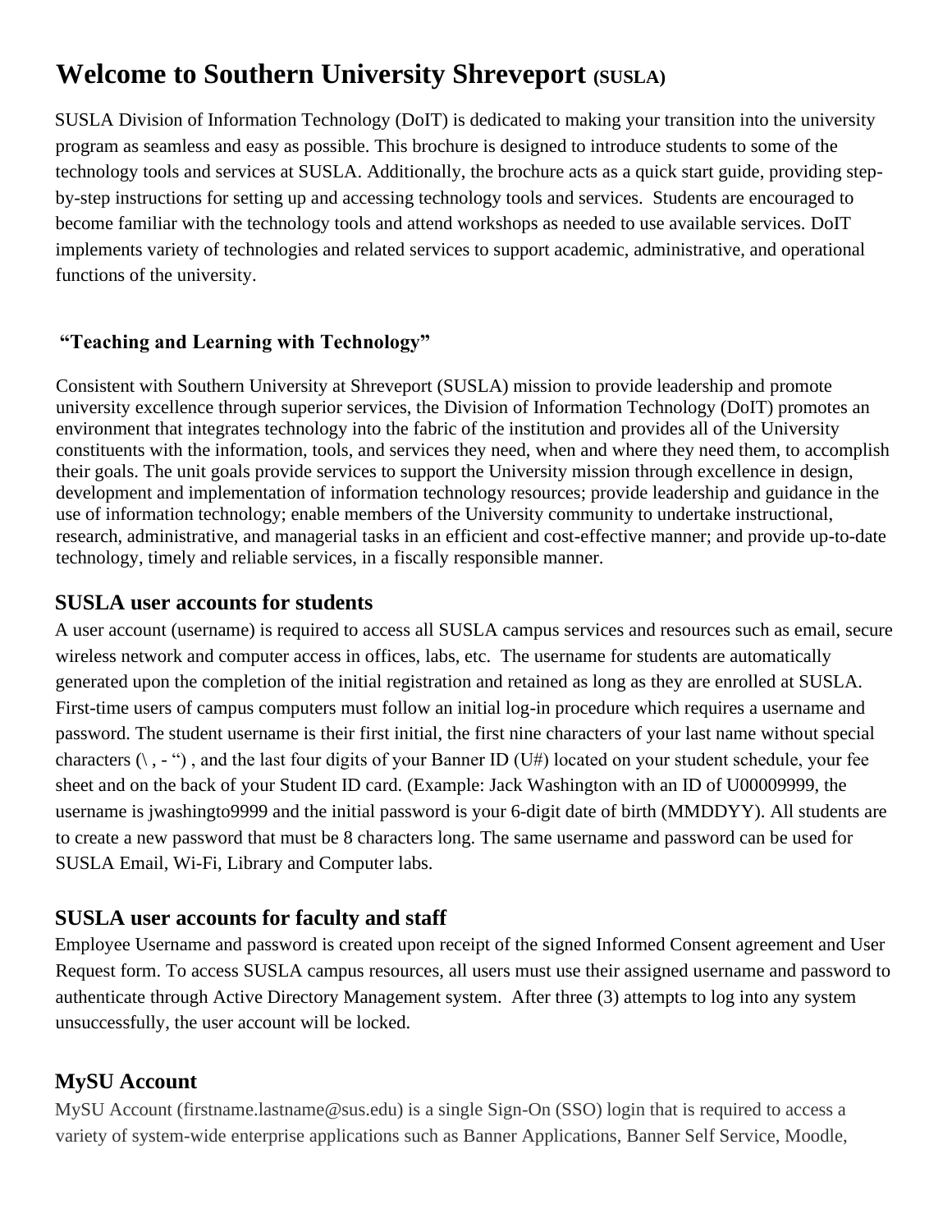# Welcome to Southern University Shreveport (SUSLA)

SUSLA Division of Information Technology (DoIT) is dedicated to making your transition into the university program as seamless and easy as possible. This brochure is designed to introduce students to some of the technology tools and services at SUSLA. Additionally, the brochure acts as a quick start guide, providing step-by-step instructions for setting up and accessing technology tools and services. Students are encouraged to become familiar with the technology tools and attend workshops as needed to use available services. DoIT implements variety of technologies and related services to support academic, administrative, and operational functions of the university.

**"Teaching and Learning with Technology"**

Consistent with Southern University at Shreveport (SUSLA) mission to provide leadership and promote university excellence through superior services, the Division of Information Technology (DoIT) promotes an environment that integrates technology into the fabric of the institution and provides all of the University constituents with the information, tools, and services they need, when and where they need them, to accomplish their goals. The unit goals provide services to support the University mission through excellence in design, development and implementation of information technology resources; provide leadership and guidance in the use of information technology; enable members of the University community to undertake instructional, research, administrative, and managerial tasks in an efficient and cost-effective manner; and provide up-to-date technology, timely and reliable services, in a fiscally responsible manner.

## SUSLA user accounts for students

A user account (username) is required to access all SUSLA campus services and resources such as email, secure wireless network and computer access in offices, labs, etc. The username for students are automatically generated upon the completion of the initial registration and retained as long as they are enrolled at SUSLA. First-time users of campus computers must follow an initial log-in procedure which requires a username and password. The student username is their first initial, the first nine characters of your last name without special characters (\ , - ") , and the last four digits of your Banner ID (U#) located on your student schedule, your fee sheet and on the back of your Student ID card. (Example: Jack Washington with an ID of U00009999, the username is jwashingto9999 and the initial password is your 6-digit date of birth (MMDDYY). All students are to create a new password that must be 8 characters long. The same username and password can be used for SUSLA Email, Wi-Fi, Library and Computer labs.

## SUSLA user accounts for faculty and staff

Employee Username and password is created upon receipt of the signed Informed Consent agreement and User Request form. To access SUSLA campus resources, all users must use their assigned username and password to authenticate through Active Directory Management system. After three (3) attempts to log into any system unsuccessfully, the user account will be locked.

## MySU Account

MySU Account (firstname.lastname@sus.edu) is a single Sign-On (SSO) login that is required to access a variety of system-wide enterprise applications such as Banner Applications, Banner Self Service, Moodle,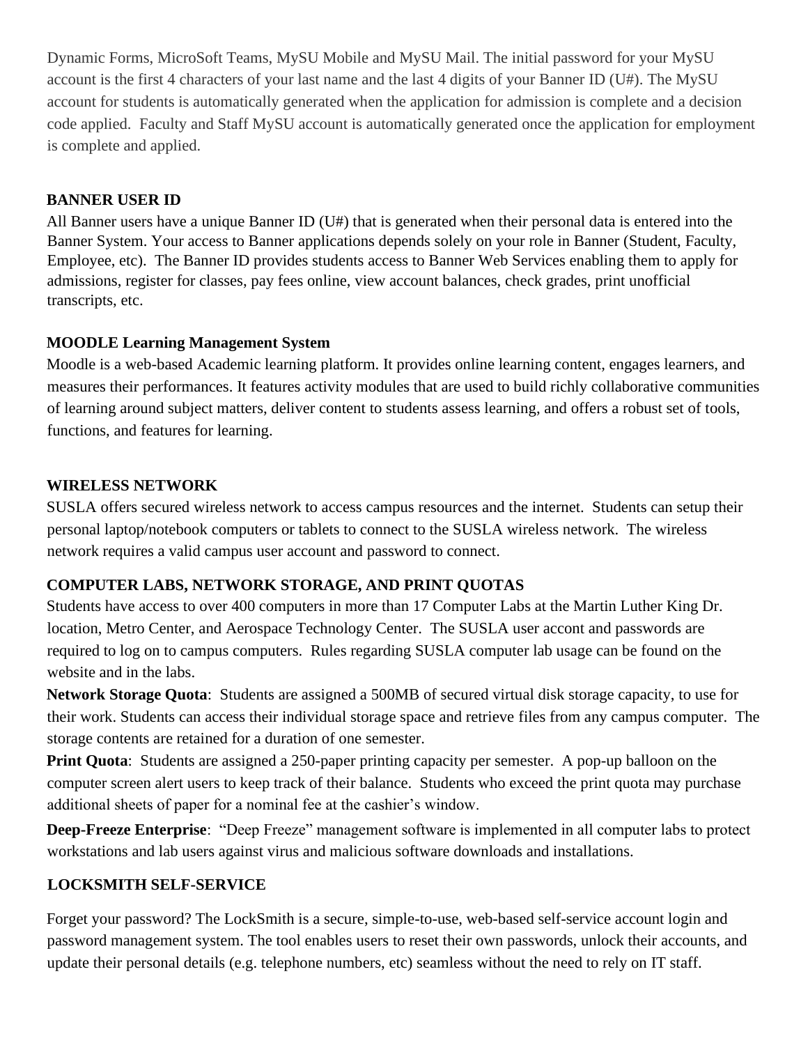Dynamic Forms, MicroSoft Teams, MySU Mobile and MySU Mail. The initial password for your MySU account is the first 4 characters of your last name and the last 4 digits of your Banner ID (U#). The MySU account for students is automatically generated when the application for admission is complete and a decision code applied. Faculty and Staff MySU account is automatically generated once the application for employment is complete and applied.

## BANNER USER ID

All Banner users have a unique Banner ID (U#) that is generated when their personal data is entered into the Banner System. Your access to Banner applications depends solely on your role in Banner (Student, Faculty, Employee, etc). The Banner ID provides students access to Banner Web Services enabling them to apply for admissions, register for classes, pay fees online, view account balances, check grades, print unofficial transcripts, etc.

## MOODLE Learning Management System

Moodle is a web-based Academic learning platform. It provides online learning content, engages learners, and measures their performances. It features activity modules that are used to build richly collaborative communities of learning around subject matters, deliver content to students assess learning, and offers a robust set of tools, functions, and features for learning.

## WIRELESS NETWORK

SUSLA offers secured wireless network to access campus resources and the internet. Students can setup their personal laptop/notebook computers or tablets to connect to the SUSLA wireless network. The wireless network requires a valid campus user account and password to connect.

## COMPUTER LABS, NETWORK STORAGE, AND PRINT QUOTAS

Students have access to over 400 computers in more than 17 Computer Labs at the Martin Luther King Dr. location, Metro Center, and Aerospace Technology Center. The SUSLA user accont and passwords are required to log on to campus computers. Rules regarding SUSLA computer lab usage can be found on the website and in the labs.

**Network Storage Quota**: Students are assigned a 500MB of secured virtual disk storage capacity, to use for their work. Students can access their individual storage space and retrieve files from any campus computer. The storage contents are retained for a duration of one semester.

**Print Quota**: Students are assigned a 250-paper printing capacity per semester. A pop-up balloon on the computer screen alert users to keep track of their balance. Students who exceed the print quota may purchase additional sheets of paper for a nominal fee at the cashier's window.

**Deep-Freeze Enterprise**: "Deep Freeze" management software is implemented in all computer labs to protect workstations and lab users against virus and malicious software downloads and installations.

## LOCKSMITH SELF-SERVICE

Forget your password? The LockSmith is a secure, simple-to-use, web-based self-service account login and password management system. The tool enables users to reset their own passwords, unlock their accounts, and update their personal details (e.g. telephone numbers, etc) seamless without the need to rely on IT staff.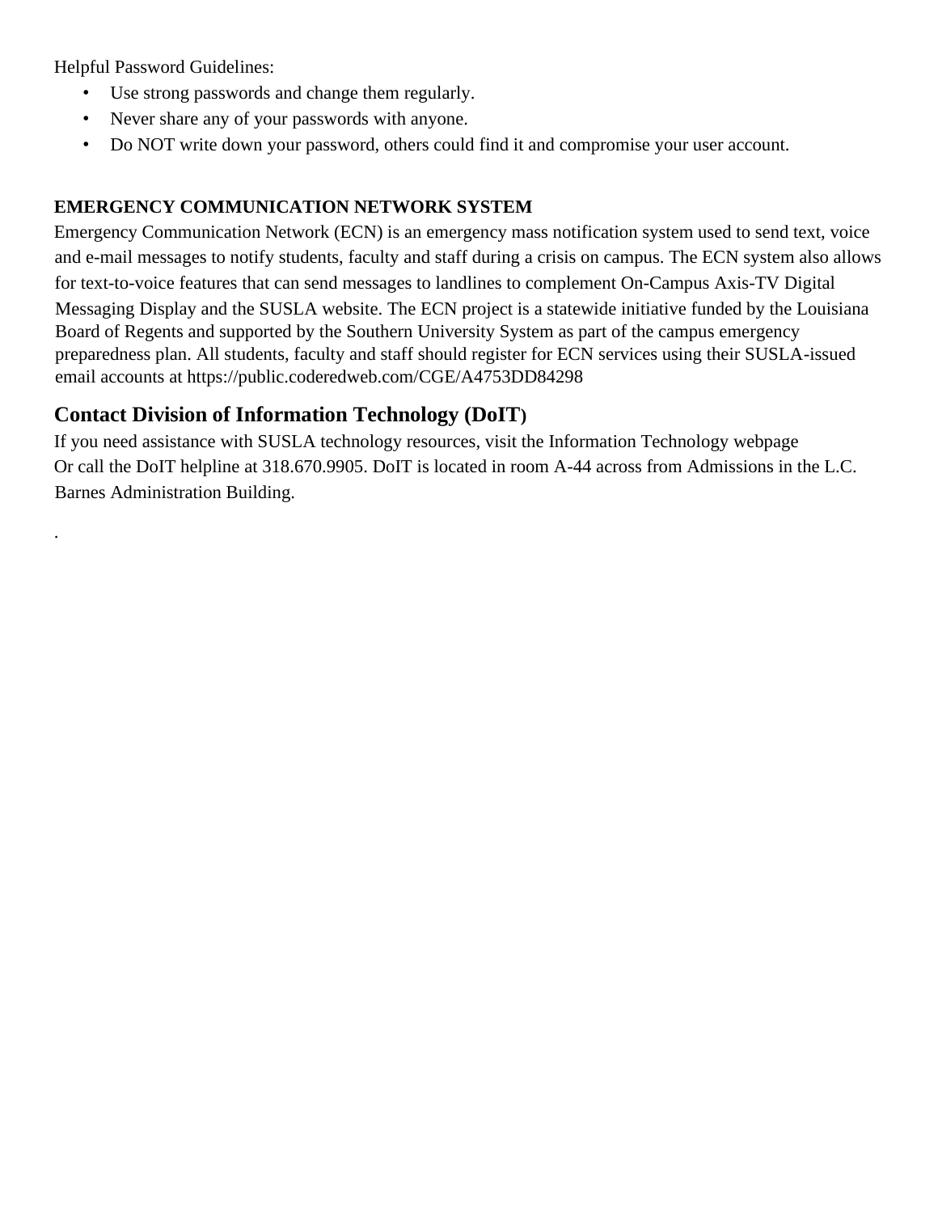Helpful Password Guidelines:

- Use strong passwords and change them regularly.
- Never share any of your passwords with anyone.
- Do NOT write down your password, others could find it and compromise your user account.

**EMERGENCY COMMUNICATION NETWORK SYSTEM**

Emergency Communication Network (ECN) is an emergency mass notification system used to send text, voice and e-mail messages to notify students, faculty and staff during a crisis on campus. The ECN system also allows for text-to-voice features that can send messages to landlines to complement On-Campus Axis-TV Digital Messaging Display and the SUSLA website. The ECN project is a statewide initiative funded by the Louisiana Board of Regents and supported by the Southern University System as part of the campus emergency preparedness plan. All students, faculty and staff should register for ECN services using their SUSLA-issued email accounts at https://public.coderedweb.com/CGE/A4753DD84298

## Contact Division of Information Technology (DoIT)

If you need assistance with SUSLA technology resources, visit the Information Technology webpage
Or call the DoIT helpline at 318.670.9905. DoIT is located in room A-44 across from Admissions in the L.C. Barnes Administration Building.